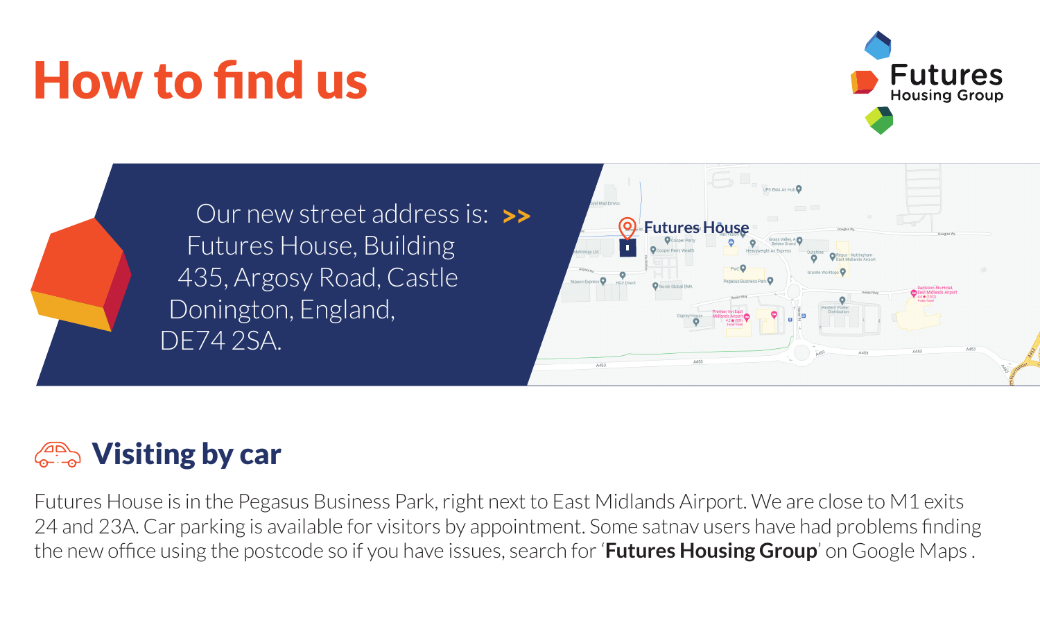# How to find us

Futures
Housing Group

Our new street address is: >>
Futures House, Building 435, Argosy Road, Castle Donington, England, DE74 2SA.

## Visiting by car

Futures House is in the Pegasus Business Park, right next to East Midlands Airport. We are close to M1 exits 24 and 23A. Car parking is available for visitors by appointment. Some satnav users have had problems finding the new office using the postcode so if you have issues, search for '**Futures Housing Group**' on Google Maps .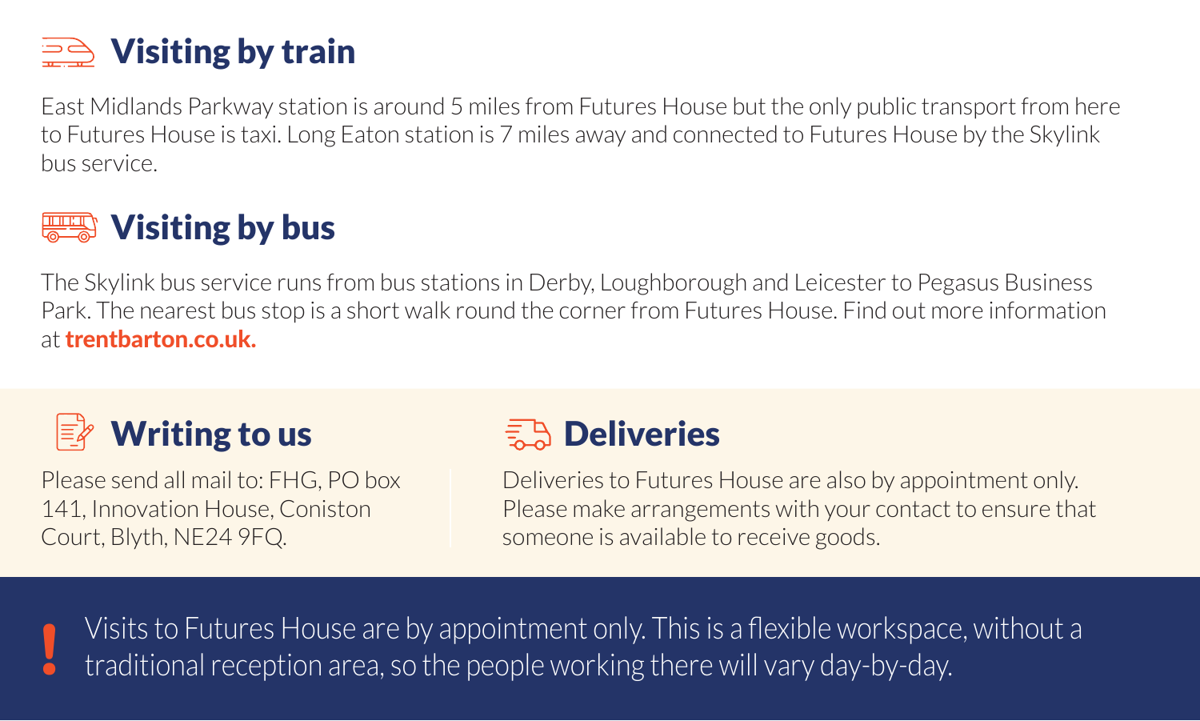## Visiting by train

East Midlands Parkway station is around 5 miles from Futures House but the only public transport from here to Futures House is taxi. Long Eaton station is 7 miles away and connected to Futures House by the Skylink bus service.

## Visiting by bus

The Skylink bus service runs from bus stations in Derby, Loughborough and Leicester to Pegasus Business Park. The nearest bus stop is a short walk round the corner from Futures House. Find out more information at **trentbarton.co.uk.**

## Writing to us

Please send all mail to: FHG, PO box 141, Innovation House, Coniston Court, Blyth, NE24 9FQ.

## Deliveries

Deliveries to Futures House are also by appointment only. Please make arrangements with your contact to ensure that someone is available to receive goods.

**!** Visits to Futures House are by appointment only. This is a flexible workspace, without a traditional reception area, so the people working there will vary day-by-day.